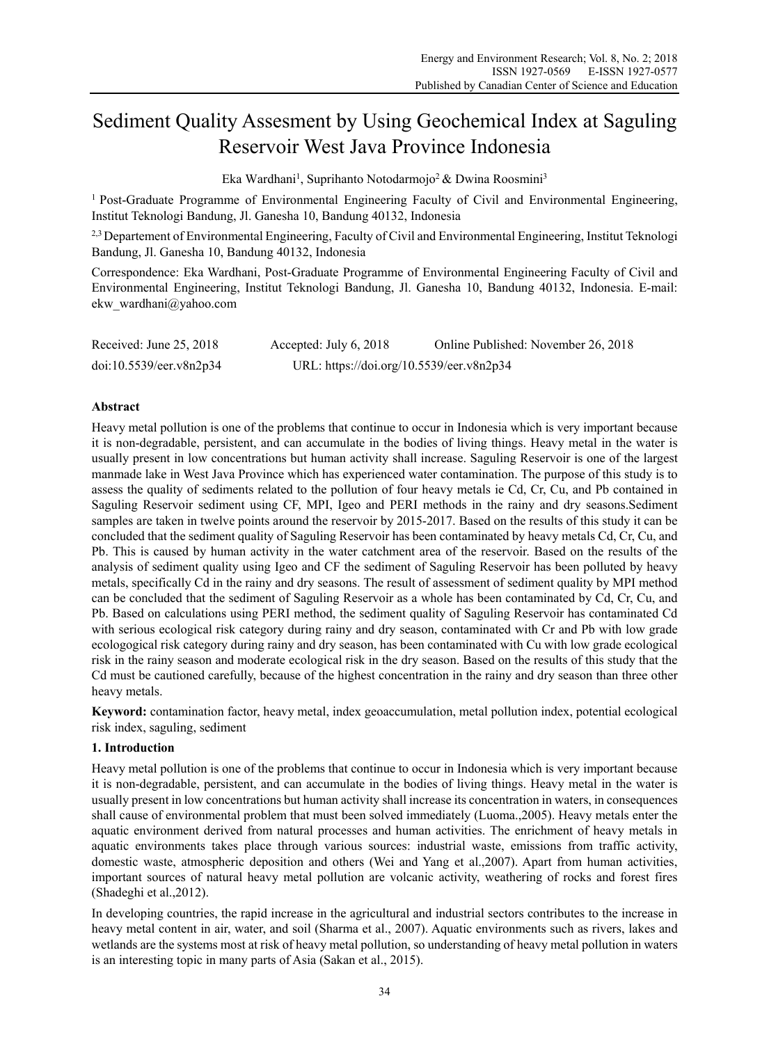# Sediment Quality Assesment by Using Geochemical Index at Saguling Reservoir West Java Province Indonesia

Eka Wardhani[1], Suprihanto Notodarmojo[2] & Dwina Roosmini[3]

[1] Post-Graduate Programme of Environmental Engineering Faculty of Civil and Environmental Engineering, Institut Teknologi Bandung, Jl. Ganesha 10, Bandung 40132, Indonesia

[2,3] Departement of Environmental Engineering, Faculty of Civil and Environmental Engineering, Institut Teknologi Bandung, Jl. Ganesha 10, Bandung 40132, Indonesia

Correspondence: Eka Wardhani, Post-Graduate Programme of Environmental Engineering Faculty of Civil and Environmental Engineering, Institut Teknologi Bandung, Jl. Ganesha 10, Bandung 40132, Indonesia. E-mail: ekw_wardhani@yahoo.com

Received: June 25, 2018 Accepted: July 6, 2018 Online Published: November 26, 2018

doi:10.5539/eer.v8n2p34 URL: https://doi.org/10.5539/eer.v8n2p34

## Abstract

Heavy metal pollution is one of the problems that continue to occur in Indonesia which is very important because it is non-degradable, persistent, and can accumulate in the bodies of living things. Heavy metal in the water is usually present in low concentrations but human activity shall increase. Saguling Reservoir is one of the largest manmade lake in West Java Province which has experienced water contamination. The purpose of this study is to assess the quality of sediments related to the pollution of four heavy metals ie Cd, Cr, Cu, and Pb contained in Saguling Reservoir sediment using CF, MPI, Igeo and PERI methods in the rainy and dry seasons.Sediment samples are taken in twelve points around the reservoir by 2015-2017. Based on the results of this study it can be concluded that the sediment quality of Saguling Reservoir has been contaminated by heavy metals Cd, Cr, Cu, and Pb. This is caused by human activity in the water catchment area of the reservoir. Based on the results of the analysis of sediment quality using Igeo and CF the sediment of Saguling Reservoir has been polluted by heavy metals, specifically Cd in the rainy and dry seasons. The result of assessment of sediment quality by MPI method can be concluded that the sediment of Saguling Reservoir as a whole has been contaminated by Cd, Cr, Cu, and Pb. Based on calculations using PERI method, the sediment quality of Saguling Reservoir has contaminated Cd with serious ecological risk category during rainy and dry season, contaminated with Cr and Pb with low grade ecologogical risk category during rainy and dry season, has been contaminated with Cu with low grade ecological risk in the rainy season and moderate ecological risk in the dry season. Based on the results of this study that the Cd must be cautioned carefully, because of the highest concentration in the rainy and dry season than three other heavy metals.

**Keyword:** contamination factor, heavy metal, index geoaccumulation, metal pollution index, potential ecological risk index, saguling, sediment

## 1. Introduction

Heavy metal pollution is one of the problems that continue to occur in Indonesia which is very important because it is non-degradable, persistent, and can accumulate in the bodies of living things. Heavy metal in the water is usually present in low concentrations but human activity shall increase its concentration in waters, in consequences shall cause of environmental problem that must been solved immediately (Luoma.,2005). Heavy metals enter the aquatic environment derived from natural processes and human activities. The enrichment of heavy metals in aquatic environments takes place through various sources: industrial waste, emissions from traffic activity, domestic waste, atmospheric deposition and others (Wei and Yang et al.,2007). Apart from human activities, important sources of natural heavy metal pollution are volcanic activity, weathering of rocks and forest fires (Shadeghi et al.,2012).

In developing countries, the rapid increase in the agricultural and industrial sectors contributes to the increase in heavy metal content in air, water, and soil (Sharma et al., 2007). Aquatic environments such as rivers, lakes and wetlands are the systems most at risk of heavy metal pollution, so understanding of heavy metal pollution in waters is an interesting topic in many parts of Asia (Sakan et al., 2015).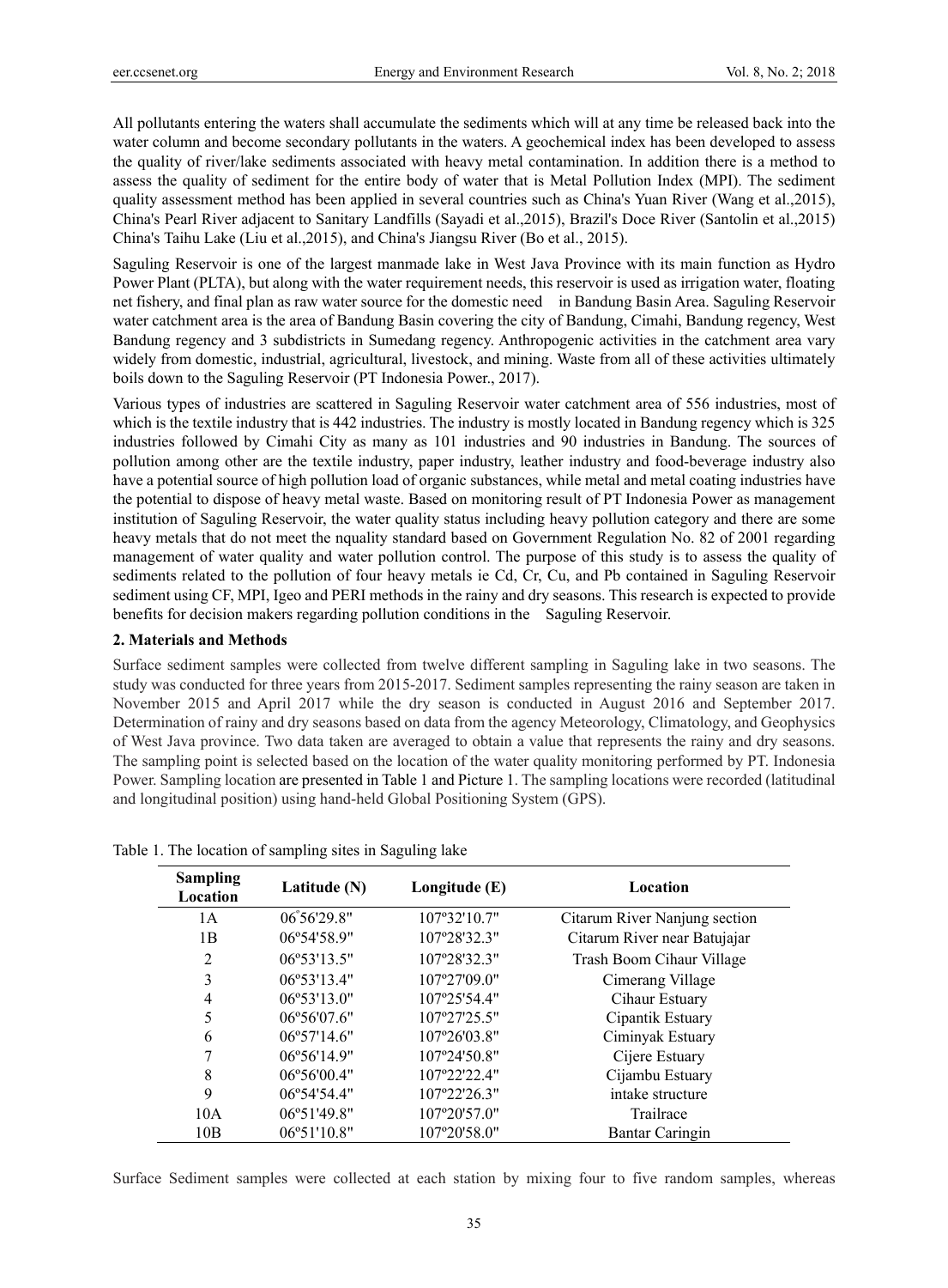All pollutants entering the waters shall accumulate the sediments which will at any time be released back into the water column and become secondary pollutants in the waters. A geochemical index has been developed to assess the quality of river/lake sediments associated with heavy metal contamination. In addition there is a method to assess the quality of sediment for the entire body of water that is Metal Pollution Index (MPI). The sediment quality assessment method has been applied in several countries such as China's Yuan River (Wang et al.,2015), China's Pearl River adjacent to Sanitary Landfills (Sayadi et al.,2015), Brazil's Doce River (Santolin et al.,2015) China's Taihu Lake (Liu et al.,2015), and China's Jiangsu River (Bo et al., 2015).

Saguling Reservoir is one of the largest manmade lake in West Java Province with its main function as Hydro Power Plant (PLTA), but along with the water requirement needs, this reservoir is used as irrigation water, floating net fishery, and final plan as raw water source for the domestic need in Bandung Basin Area. Saguling Reservoir water catchment area is the area of Bandung Basin covering the city of Bandung, Cimahi, Bandung regency, West Bandung regency and 3 subdistricts in Sumedang regency. Anthropogenic activities in the catchment area vary widely from domestic, industrial, agricultural, livestock, and mining. Waste from all of these activities ultimately boils down to the Saguling Reservoir (PT Indonesia Power., 2017).

Various types of industries are scattered in Saguling Reservoir water catchment area of 556 industries, most of which is the textile industry that is 442 industries. The industry is mostly located in Bandung regency which is 325 industries followed by Cimahi City as many as 101 industries and 90 industries in Bandung. The sources of pollution among other are the textile industry, paper industry, leather industry and food-beverage industry also have a potential source of high pollution load of organic substances, while metal and metal coating industries have the potential to dispose of heavy metal waste. Based on monitoring result of PT Indonesia Power as management institution of Saguling Reservoir, the water quality status including heavy pollution category and there are some heavy metals that do not meet the nquality standard based on Government Regulation No. 82 of 2001 regarding management of water quality and water pollution control. The purpose of this study is to assess the quality of sediments related to the pollution of four heavy metals ie Cd, Cr, Cu, and Pb contained in Saguling Reservoir sediment using CF, MPI, Igeo and PERI methods in the rainy and dry seasons. This research is expected to provide benefits for decision makers regarding pollution conditions in the Saguling Reservoir.

## 2. Materials and Methods

Surface sediment samples were collected from twelve different sampling in Saguling lake in two seasons. The study was conducted for three years from 2015-2017. Sediment samples representing the rainy season are taken in November 2015 and April 2017 while the dry season is conducted in August 2016 and September 2017. Determination of rainy and dry seasons based on data from the agency Meteorology, Climatology, and Geophysics of West Java province. Two data taken are averaged to obtain a value that represents the rainy and dry seasons. The sampling point is selected based on the location of the water quality monitoring performed by PT. Indonesia Power. Sampling location are presented in Table 1 and Picture 1. The sampling locations were recorded (latitudinal and longitudinal position) using hand-held Global Positioning System (GPS).

Table 1. The location of sampling sites in Saguling lake

| Sampling Location | Latitude (N) | Longitude (E) | Location |
|---|---|---|---|
| 1A | 06°56'29.8" | 107°32'10.7" | Citarum River Nanjung section |
| 1B | 06°54'58.9" | 107°28'32.3" | Citarum River near Batujajar |
| 2 | 06°53'13.5" | 107°28'32.3" | Trash Boom Cihaur Village |
| 3 | 06°53'13.4" | 107°27'09.0" | Cimerang Village |
| 4 | 06°53'13.0" | 107°25'54.4" | Cihaur Estuary |
| 5 | 06°56'07.6" | 107°27'25.5" | Cipantik Estuary |
| 6 | 06°57'14.6" | 107°26'03.8" | Ciminyak Estuary |
| 7 | 06°56'14.9" | 107°24'50.8" | Cijere Estuary |
| 8 | 06°56'00.4" | 107°22'22.4" | Cijambu Estuary |
| 9 | 06°54'54.4" | 107°22'26.3" | intake structure |
| 10A | 06°51'49.8" | 107°20'57.0" | Trailrace |
| 10B | 06°51'10.8" | 107°20'58.0" | Bantar Caringin |

Surface Sediment samples were collected at each station by mixing four to five random samples, whereas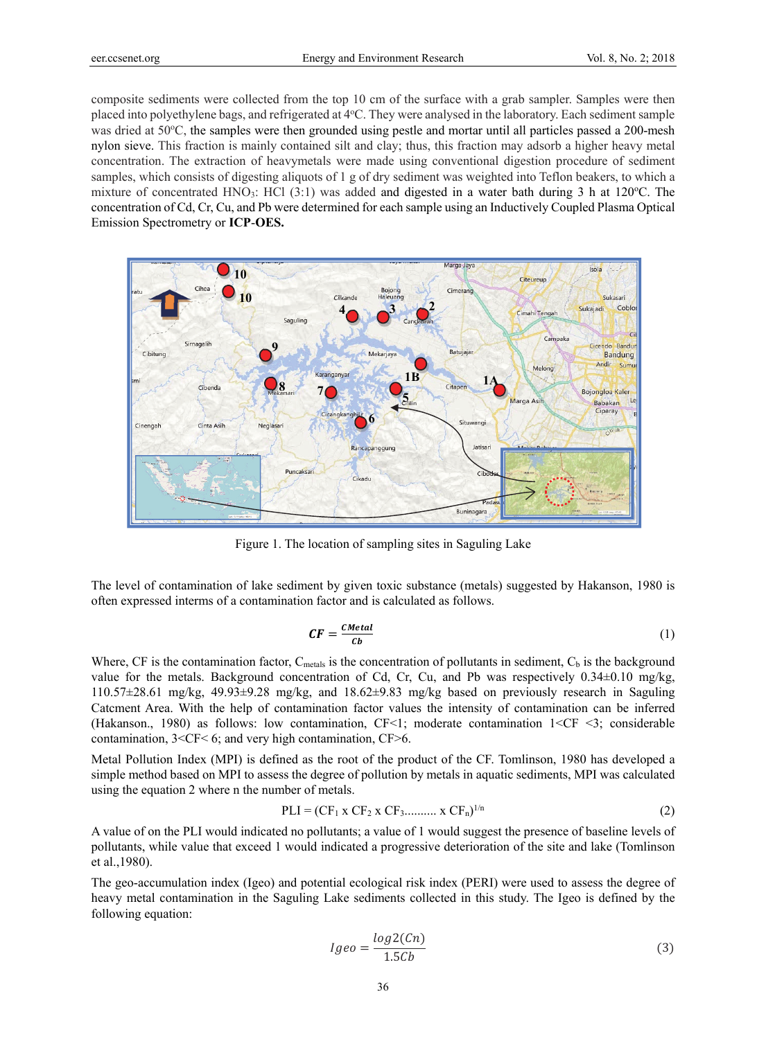composite sediments were collected from the top 10 cm of the surface with a grab sampler. Samples were then placed into polyethylene bags, and refrigerated at 4°C. They were analysed in the laboratory. Each sediment sample was dried at 50°C, the samples were then grounded using pestle and mortar until all particles passed a 200-mesh nylon sieve. This fraction is mainly contained silt and clay; thus, this fraction may adsorb a higher heavy metal concentration. The extraction of heavymetals were made using conventional digestion procedure of sediment samples, which consists of digesting aliquots of 1 g of dry sediment was weighted into Teflon beakers, to which a mixture of concentrated $HNO_3$: HCl (3:1) was added and digested in a water bath during 3 h at 120°C. The concentration of Cd, Cr, Cu, and Pb were determined for each sample using an Inductively Coupled Plasma Optical Emission Spectrometry or **ICP-OES.**

Figure 1. The location of sampling sites in Saguling Lake

The level of contamination of lake sediment by given toxic substance (metals) suggested by Hakanson, 1980 is often expressed interms of a contamination factor and is calculated as follows.

$$CF = \frac{CMetal}{Cb} \tag{1}$$

Where, CF is the contamination factor, $C_{metals}$ is the concentration of pollutants in sediment, $C_b$ is the background value for the metals. Background concentration of Cd, Cr, Cu, and Pb was respectively 0.34±0.10 mg/kg, 110.57±28.61 mg/kg, 49.93±9.28 mg/kg, and 18.62±9.83 mg/kg based on previously research in Saguling Catcment Area. With the help of contamination factor values the intensity of contamination can be inferred (Hakanson., 1980) as follows: low contamination, CF<1; moderate contamination 1<CF <3; considerable contamination, 3<CF< 6; and very high contamination, CF>6.

Metal Pollution Index (MPI) is defined as the root of the product of the CF. Tomlinson, 1980 has developed a simple method based on MPI to assess the degree of pollution by metals in aquatic sediments, MPI was calculated using the equation 2 where n the number of metals.

$$PLI = (CF_1 \times CF_2 \times CF_3 \ldots\ldots\ldots \times CF_n)^{1/n} \tag{2}$$

A value of on the PLI would indicated no pollutants; a value of 1 would suggest the presence of baseline levels of pollutants, while value that exceed 1 would indicated a progressive deterioration of the site and lake (Tomlinson et al.,1980).

The geo-accumulation index (Igeo) and potential ecological risk index (PERI) were used to assess the degree of heavy metal contamination in the Saguling Lake sediments collected in this study. The Igeo is defined by the following equation:

$$Igeo = \frac{log2(Cn)}{1.5Cb} \tag{3}$$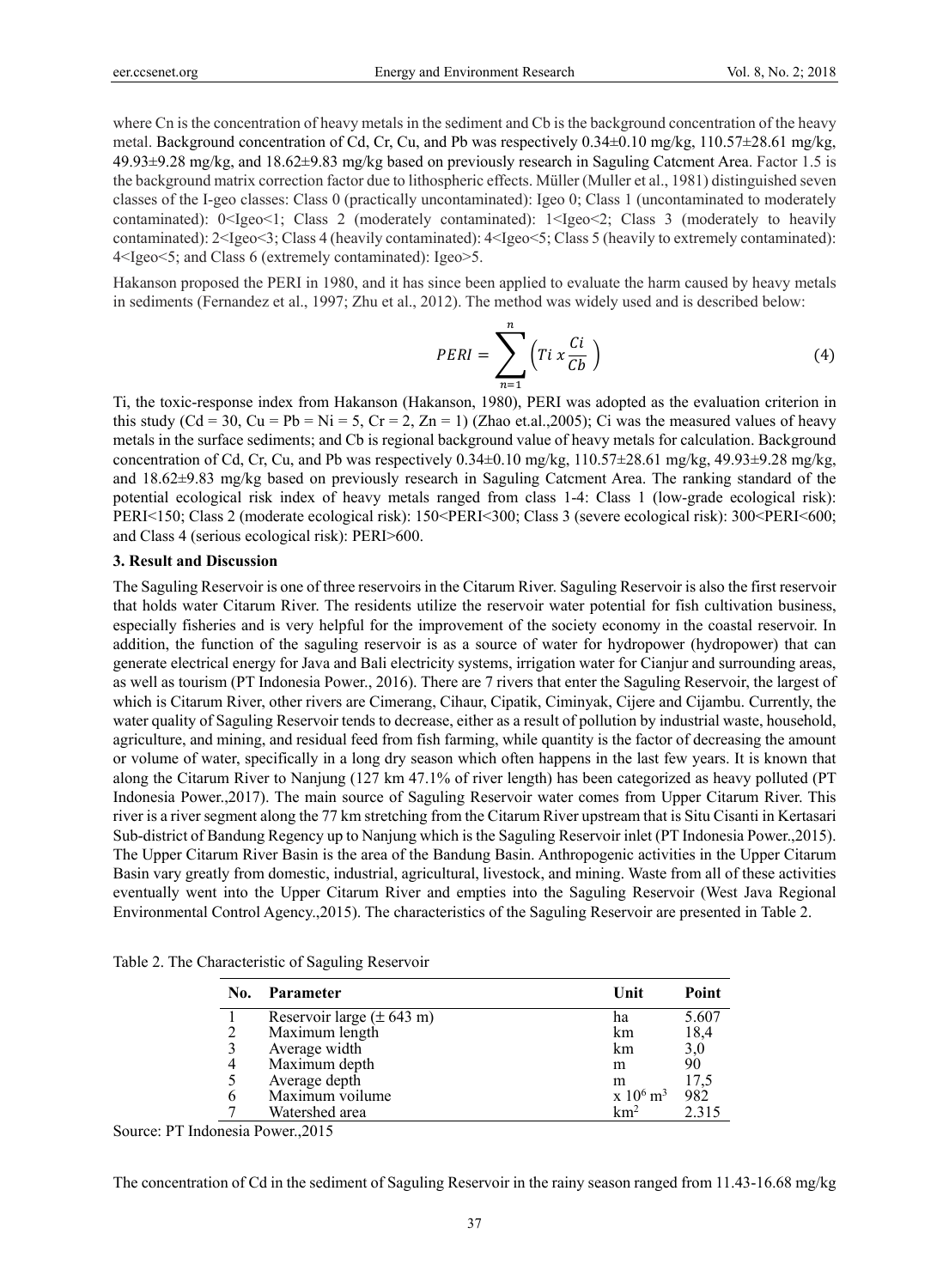where Cn is the concentration of heavy metals in the sediment and Cb is the background concentration of the heavy metal. Background concentration of Cd, Cr, Cu, and Pb was respectively 0.34±0.10 mg/kg, 110.57±28.61 mg/kg, 49.93±9.28 mg/kg, and 18.62±9.83 mg/kg based on previously research in Saguling Catcment Area. Factor 1.5 is the background matrix correction factor due to lithospheric effects. Müller (Muller et al., 1981) distinguished seven classes of the I-geo classes: Class 0 (practically uncontaminated): Igeo 0; Class 1 (uncontaminated to moderately contaminated): 0<Igeo<1; Class 2 (moderately contaminated): 1<Igeo<2; Class 3 (moderately to heavily contaminated): 2<Igeo<3; Class 4 (heavily contaminated): 4<Igeo<5; Class 5 (heavily to extremely contaminated): 4<Igeo<5; and Class 6 (extremely contaminated): Igeo>5.

Hakanson proposed the PERI in 1980, and it has since been applied to evaluate the harm caused by heavy metals in sediments (Fernandez et al., 1997; Zhu et al., 2012). The method was widely used and is described below:

$$PERI = \sum_{n=1}^{n} \left( Ti \ x \frac{Ci}{Cb} \right) \tag{4}$$

Ti, the toxic-response index from Hakanson (Hakanson, 1980), PERI was adopted as the evaluation criterion in this study (Cd = 30, Cu = Pb = Ni = 5, Cr = 2, Zn = 1) (Zhao et.al.,2005); Ci was the measured values of heavy metals in the surface sediments; and Cb is regional background value of heavy metals for calculation. Background concentration of Cd, Cr, Cu, and Pb was respectively 0.34±0.10 mg/kg, 110.57±28.61 mg/kg, 49.93±9.28 mg/kg, and 18.62±9.83 mg/kg based on previously research in Saguling Catcment Area. The ranking standard of the potential ecological risk index of heavy metals ranged from class 1-4: Class 1 (low-grade ecological risk): PERI<150; Class 2 (moderate ecological risk): 150<PERI<300; Class 3 (severe ecological risk): 300<PERI<600; and Class 4 (serious ecological risk): PERI>600.

## 3. Result and Discussion

The Saguling Reservoir is one of three reservoirs in the Citarum River. Saguling Reservoir is also the first reservoir that holds water Citarum River. The residents utilize the reservoir water potential for fish cultivation business, especially fisheries and is very helpful for the improvement of the society economy in the coastal reservoir. In addition, the function of the saguling reservoir is as a source of water for hydropower (hydropower) that can generate electrical energy for Java and Bali electricity systems, irrigation water for Cianjur and surrounding areas, as well as tourism (PT Indonesia Power., 2016). There are 7 rivers that enter the Saguling Reservoir, the largest of which is Citarum River, other rivers are Cimerang, Cihaur, Cipatik, Ciminyak, Cijere and Cijambu. Currently, the water quality of Saguling Reservoir tends to decrease, either as a result of pollution by industrial waste, household, agriculture, and mining, and residual feed from fish farming, while quantity is the factor of decreasing the amount or volume of water, specifically in a long dry season which often happens in the last few years. It is known that along the Citarum River to Nanjung (127 km 47.1% of river length) has been categorized as heavy polluted (PT Indonesia Power.,2017). The main source of Saguling Reservoir water comes from Upper Citarum River. This river is a river segment along the 77 km stretching from the Citarum River upstream that is Situ Cisanti in Kertasari Sub-district of Bandung Regency up to Nanjung which is the Saguling Reservoir inlet (PT Indonesia Power.,2015). The Upper Citarum River Basin is the area of the Bandung Basin. Anthropogenic activities in the Upper Citarum Basin vary greatly from domestic, industrial, agricultural, livestock, and mining. Waste from all of these activities eventually went into the Upper Citarum River and empties into the Saguling Reservoir (West Java Regional Environmental Control Agency.,2015). The characteristics of the Saguling Reservoir are presented in Table 2.

Table 2. The Characteristic of Saguling Reservoir

| No. | Parameter | Unit | Point |
|---|---|---|---|
| 1 | Reservoir large (± 643 m) | ha | 5.607 |
| 2 | Maximum length | km | 18,4 |
| 3 | Average width | km | 3,0 |
| 4 | Maximum depth | m | 90 |
| 5 | Average depth | m | 17,5 |
| 6 | Maximum voilume | $x\ 10^6\ m^3$ | 982 |
| 7 | Watershed area | $km^2$ | 2.315 |

Source: PT Indonesia Power.,2015

The concentration of Cd in the sediment of Saguling Reservoir in the rainy season ranged from 11.43-16.68 mg/kg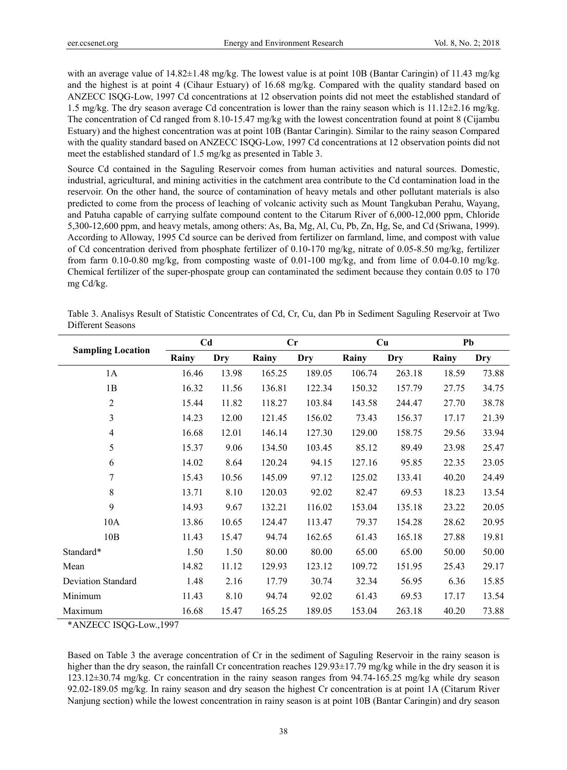with an average value of 14.82±1.48 mg/kg. The lowest value is at point 10B (Bantar Caringin) of 11.43 mg/kg and the highest is at point 4 (Cihaur Estuary) of 16.68 mg/kg. Compared with the quality standard based on ANZECC ISQG-Low, 1997 Cd concentrations at 12 observation points did not meet the established standard of 1.5 mg/kg. The dry season average Cd concentration is lower than the rainy season which is 11.12±2.16 mg/kg. The concentration of Cd ranged from 8.10-15.47 mg/kg with the lowest concentration found at point 8 (Cijambu Estuary) and the highest concentration was at point 10B (Bantar Caringin). Similar to the rainy season Compared with the quality standard based on ANZECC ISQG-Low, 1997 Cd concentrations at 12 observation points did not meet the established standard of 1.5 mg/kg as presented in Table 3.

Source Cd contained in the Saguling Reservoir comes from human activities and natural sources. Domestic, industrial, agricultural, and mining activities in the catchment area contribute to the Cd contamination load in the reservoir. On the other hand, the source of contamination of heavy metals and other pollutant materials is also predicted to come from the process of leaching of volcanic activity such as Mount Tangkuban Perahu, Wayang, and Patuha capable of carrying sulfate compound content to the Citarum River of 6,000-12,000 ppm, Chloride 5,300-12,600 ppm, and heavy metals, among others: As, Ba, Mg, Al, Cu, Pb, Zn, Hg, Se, and Cd (Sriwana, 1999). According to Alloway, 1995 Cd source can be derived from fertilizer on farmland, lime, and compost with value of Cd concentration derived from phosphate fertilizer of 0.10-170 mg/kg, nitrate of 0.05-8.50 mg/kg, fertilizer from farm 0.10-0.80 mg/kg, from composting waste of 0.01-100 mg/kg, and from lime of 0.04-0.10 mg/kg. Chemical fertilizer of the super-phospate group can contaminated the sediment because they contain 0.05 to 170 mg Cd/kg.

Table 3. Analisys Result of Statistic Concentrates of Cd, Cr, Cu, dan Pb in Sediment Saguling Reservoir at Two Different Seasons

| Sampling Location | Cd | | Cr | | Cu | | Pb | |
|---|---|---|---|---|---|---|---|---|
| | Rainy | Dry | Rainy | Dry | Rainy | Dry | Rainy | Dry |
| 1A | 16.46 | 13.98 | 165.25 | 189.05 | 106.74 | 263.18 | 18.59 | 73.88 |
| 1B | 16.32 | 11.56 | 136.81 | 122.34 | 150.32 | 157.79 | 27.75 | 34.75 |
| 2 | 15.44 | 11.82 | 118.27 | 103.84 | 143.58 | 244.47 | 27.70 | 38.78 |
| 3 | 14.23 | 12.00 | 121.45 | 156.02 | 73.43 | 156.37 | 17.17 | 21.39 |
| 4 | 16.68 | 12.01 | 146.14 | 127.30 | 129.00 | 158.75 | 29.56 | 33.94 |
| 5 | 15.37 | 9.06 | 134.50 | 103.45 | 85.12 | 89.49 | 23.98 | 25.47 |
| 6 | 14.02 | 8.64 | 120.24 | 94.15 | 127.16 | 95.85 | 22.35 | 23.05 |
| 7 | 15.43 | 10.56 | 145.09 | 97.12 | 125.02 | 133.41 | 40.20 | 24.49 |
| 8 | 13.71 | 8.10 | 120.03 | 92.02 | 82.47 | 69.53 | 18.23 | 13.54 |
| 9 | 14.93 | 9.67 | 132.21 | 116.02 | 153.04 | 135.18 | 23.22 | 20.05 |
| 10A | 13.86 | 10.65 | 124.47 | 113.47 | 79.37 | 154.28 | 28.62 | 20.95 |
| 10B | 11.43 | 15.47 | 94.74 | 162.65 | 61.43 | 165.18 | 27.88 | 19.81 |
| Standard* | 1.50 | 1.50 | 80.00 | 80.00 | 65.00 | 65.00 | 50.00 | 50.00 |
| Mean | 14.82 | 11.12 | 129.93 | 123.12 | 109.72 | 151.95 | 25.43 | 29.17 |
| Deviation Standard | 1.48 | 2.16 | 17.79 | 30.74 | 32.34 | 56.95 | 6.36 | 15.85 |
| Minimum | 11.43 | 8.10 | 94.74 | 92.02 | 61.43 | 69.53 | 17.17 | 13.54 |
| Maximum | 16.68 | 15.47 | 165.25 | 189.05 | 153.04 | 263.18 | 40.20 | 73.88 |

*ANZECC ISQG-Low.,1997

Based on Table 3 the average concentration of Cr in the sediment of Saguling Reservoir in the rainy season is higher than the dry season, the rainfall Cr concentration reaches 129.93±17.79 mg/kg while in the dry season it is 123.12±30.74 mg/kg. Cr concentration in the rainy season ranges from 94.74-165.25 mg/kg while dry season 92.02-189.05 mg/kg. In rainy season and dry season the highest Cr concentration is at point 1A (Citarum River Nanjung section) while the lowest concentration in rainy season is at point 10B (Bantar Caringin) and dry season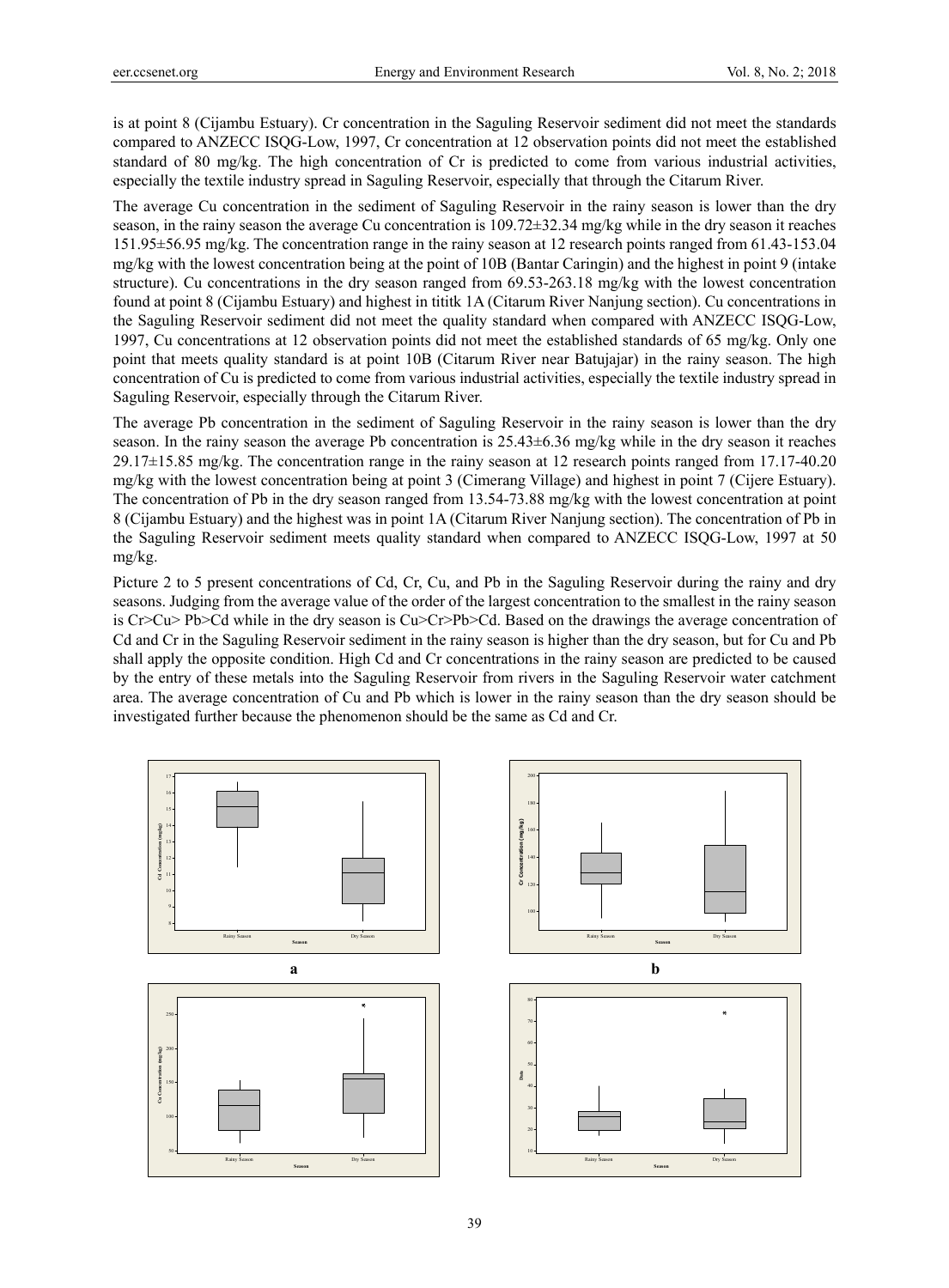is at point 8 (Cijambu Estuary). Cr concentration in the Saguling Reservoir sediment did not meet the standards compared to ANZECC ISQG-Low, 1997, Cr concentration at 12 observation points did not meet the established standard of 80 mg/kg. The high concentration of Cr is predicted to come from various industrial activities, especially the textile industry spread in Saguling Reservoir, especially that through the Citarum River.

The average Cu concentration in the sediment of Saguling Reservoir in the rainy season is lower than the dry season, in the rainy season the average Cu concentration is 109.72±32.34 mg/kg while in the dry season it reaches 151.95±56.95 mg/kg. The concentration range in the rainy season at 12 research points ranged from 61.43-153.04 mg/kg with the lowest concentration being at the point of 10B (Bantar Caringin) and the highest in point 9 (intake structure). Cu concentrations in the dry season ranged from 69.53-263.18 mg/kg with the lowest concentration found at point 8 (Cijambu Estuary) and highest in tititk 1A (Citarum River Nanjung section). Cu concentrations in the Saguling Reservoir sediment did not meet the quality standard when compared with ANZECC ISQG-Low, 1997, Cu concentrations at 12 observation points did not meet the established standards of 65 mg/kg. Only one point that meets quality standard is at point 10B (Citarum River near Batujajar) in the rainy season. The high concentration of Cu is predicted to come from various industrial activities, especially the textile industry spread in Saguling Reservoir, especially through the Citarum River.

The average Pb concentration in the sediment of Saguling Reservoir in the rainy season is lower than the dry season. In the rainy season the average Pb concentration is 25.43±6.36 mg/kg while in the dry season it reaches 29.17±15.85 mg/kg. The concentration range in the rainy season at 12 research points ranged from 17.17-40.20 mg/kg with the lowest concentration being at point 3 (Cimerang Village) and highest in point 7 (Cijere Estuary). The concentration of Pb in the dry season ranged from 13.54-73.88 mg/kg with the lowest concentration at point 8 (Cijambu Estuary) and the highest was in point 1A (Citarum River Nanjung section). The concentration of Pb in the Saguling Reservoir sediment meets quality standard when compared to ANZECC ISQG-Low, 1997 at 50 mg/kg.

Picture 2 to 5 present concentrations of Cd, Cr, Cu, and Pb in the Saguling Reservoir during the rainy and dry seasons. Judging from the average value of the order of the largest concentration to the smallest in the rainy season is Cr>Cu> Pb>Cd while in the dry season is Cu>Cr>Pb>Cd. Based on the drawings the average concentration of Cd and Cr in the Saguling Reservoir sediment in the rainy season is higher than the dry season, but for Cu and Pb shall apply the opposite condition. High Cd and Cr concentrations in the rainy season are predicted to be caused by the entry of these metals into the Saguling Reservoir from rivers in the Saguling Reservoir water catchment area. The average concentration of Cu and Pb which is lower in the rainy season than the dry season should be investigated further because the phenomenon should be the same as Cd and Cr.

a

b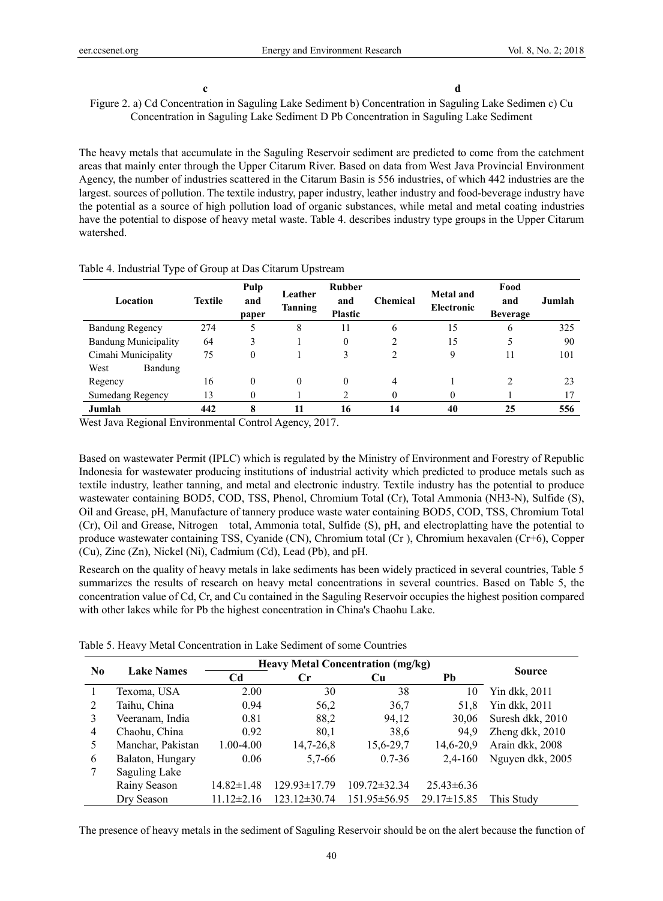c d

Figure 2. a) Cd Concentration in Saguling Lake Sediment b) Concentration in Saguling Lake Sedimen c) Cu Concentration in Saguling Lake Sediment D Pb Concentration in Saguling Lake Sediment

The heavy metals that accumulate in the Saguling Reservoir sediment are predicted to come from the catchment areas that mainly enter through the Upper Citarum River. Based on data from West Java Provincial Environment Agency, the number of industries scattered in the Citarum Basin is 556 industries, of which 442 industries are the largest. sources of pollution. The textile industry, paper industry, leather industry and food-beverage industry have the potential as a source of high pollution load of organic substances, while metal and metal coating industries have the potential to dispose of heavy metal waste. Table 4. describes industry type groups in the Upper Citarum watershed.

Table 4. Industrial Type of Group at Das Citarum Upstream

| Location | Textile | Pulp and paper | Leather Tanning | Rubber and Plastic | Chemical | Metal and Electronic | Food and Beverage | Jumlah |
|---|---|---|---|---|---|---|---|---|
| Bandung Regency | 274 | 5 | 8 | 11 | 6 | 15 | 6 | 325 |
| Bandung Municipality | 64 | 3 | 1 | 0 | 2 | 15 | 5 | 90 |
| Cimahi Municipality | 75 | 0 | 1 | 3 | 2 | 9 | 11 | 101 |
| West Bandung Regency | 16 | 0 | 0 | 0 | 4 | 1 | 2 | 23 |
| Sumedang Regency | 13 | 0 | 1 | 2 | 0 | 0 | 1 | 17 |
| **Jumlah** | **442** | **8** | **11** | **16** | **14** | **40** | **25** | **556** |

West Java Regional Environmental Control Agency, 2017.

Based on wastewater Permit (IPLC) which is regulated by the Ministry of Environment and Forestry of Republic Indonesia for wastewater producing institutions of industrial activity which predicted to produce metals such as textile industry, leather tanning, and metal and electronic industry. Textile industry has the potential to produce wastewater containing BOD5, COD, TSS, Phenol, Chromium Total (Cr), Total Ammonia ($NH_3$-N), Sulfide (S), Oil and Grease, pH, Manufacture of tannery produce waste water containing BOD5, COD, TSS, Chromium Total (Cr), Oil and Grease, Nitrogen total, Ammonia total, Sulfide (S), pH, and electroplatting have the potential to produce wastewater containing TSS, Cyanide (CN), Chromium total (Cr ), Chromium hexavalen ($Cr^{+6}$), Copper (Cu), Zinc (Zn), Nickel (Ni), Cadmium (Cd), Lead (Pb), and pH.

Research on the quality of heavy metals in lake sediments has been widely practiced in several countries, Table 5 summarizes the results of research on heavy metal concentrations in several countries. Based on Table 5, the concentration value of Cd, Cr, and Cu contained in the Saguling Reservoir occupies the highest position compared with other lakes while for Pb the highest concentration in China's Chaohu Lake.

Table 5. Heavy Metal Concentration in Lake Sediment of some Countries

| No | Lake Names | Heavy Metal Concentration (mg/kg) | | | | Source |
|---|---|---|---|---|---|---|
| | | Cd | Cr | Cu | Pb | |
| 1 | Texoma, USA | 2.00 | 30 | 38 | 10 | Yin dkk, 2011 |
| 2 | Taihu, China | 0.94 | 56,2 | 36,7 | 51,8 | Yin dkk, 2011 |
| 3 | Veeranam, India | 0.81 | 88,2 | 94,12 | 30,06 | Suresh dkk, 2010 |
| 4 | Chaohu, China | 0.92 | 80,1 | 38,6 | 94,9 | Zheng dkk, 2010 |
| 5 | Manchar, Pakistan | 1.00-4.00 | 14,7-26,8 | 15,6-29,7 | 14,6-20,9 | Arain dkk, 2008 |
| 6 | Balaton, Hungary | 0.06 | 5,7-66 | 0.7-36 | 2,4-160 | Nguyen dkk, 2005 |
| 7 | Saguling Lake | | | | | |
| | Rainy Season | 14.82±1.48 | 129.93±17.79 | 109.72±32.34 | 25.43±6.36 | |
| | Dry Season | 11.12±2.16 | 123.12±30.74 | 151.95±56.95 | 29.17±15.85 | This Study |

The presence of heavy metals in the sediment of Saguling Reservoir should be on the alert because the function of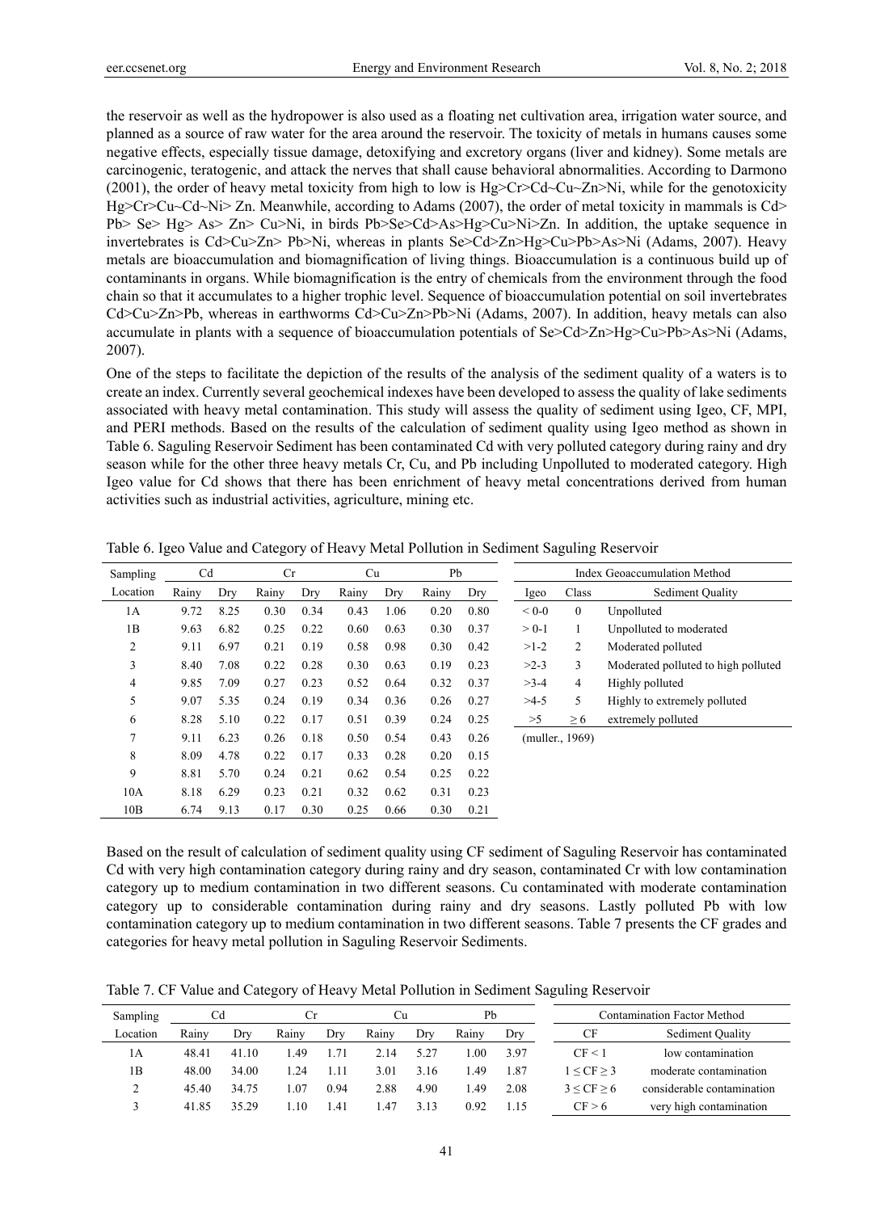the reservoir as well as the hydropower is also used as a floating net cultivation area, irrigation water source, and planned as a source of raw water for the area around the reservoir. The toxicity of metals in humans causes some negative effects, especially tissue damage, detoxifying and excretory organs (liver and kidney). Some metals are carcinogenic, teratogenic, and attack the nerves that shall cause behavioral abnormalities. According to Darmono (2001), the order of heavy metal toxicity from high to low is Hg>Cr>Cd~Cu~Zn>Ni, while for the genotoxicity Hg>Cr>Cu~Cd~Ni> Zn. Meanwhile, according to Adams (2007), the order of metal toxicity in mammals is Cd> Pb> Se> Hg> As> Zn> Cu>Ni, in birds Pb>Se>Cd>As>Hg>Cu>Ni>Zn. In addition, the uptake sequence in invertebrates is Cd>Cu>Zn> Pb>Ni, whereas in plants Se>Cd>Zn>Hg>Cu>Pb>As>Ni (Adams, 2007). Heavy metals are bioaccumulation and biomagnification of living things. Bioaccumulation is a continuous build up of contaminants in organs. While biomagnification is the entry of chemicals from the environment through the food chain so that it accumulates to a higher trophic level. Sequence of bioaccumulation potential on soil invertebrates Cd>Cu>Zn>Pb, whereas in earthworms Cd>Cu>Zn>Pb>Ni (Adams, 2007). In addition, heavy metals can also accumulate in plants with a sequence of bioaccumulation potentials of Se>Cd>Zn>Hg>Cu>Pb>As>Ni (Adams, 2007).

One of the steps to facilitate the depiction of the results of the analysis of the sediment quality of a waters is to create an index. Currently several geochemical indexes have been developed to assess the quality of lake sediments associated with heavy metal contamination. This study will assess the quality of sediment using Igeo, CF, MPI, and PERI methods. Based on the results of the calculation of sediment quality using Igeo method as shown in Table 6. Saguling Reservoir Sediment has been contaminated Cd with very polluted category during rainy and dry season while for the other three heavy metals Cr, Cu, and Pb including Unpolluted to moderated category. High Igeo value for Cd shows that there has been enrichment of heavy metal concentrations derived from human activities such as industrial activities, agriculture, mining etc.

Table 6. Igeo Value and Category of Heavy Metal Pollution in Sediment Saguling Reservoir

| Sampling | Cd | | Cr | | Cu | | Pb | |
|---|---|---|---|---|---|---|---|---|
| Location | Rainy | Dry | Rainy | Dry | Rainy | Dry | Rainy | Dry |
| 1A | 9.72 | 8.25 | 0.30 | 0.34 | 0.43 | 1.06 | 0.20 | 0.80 |
| 1B | 9.63 | 6.82 | 0.25 | 0.22 | 0.60 | 0.63 | 0.30 | 0.37 |
| 2 | 9.11 | 6.97 | 0.21 | 0.19 | 0.58 | 0.98 | 0.30 | 0.42 |
| 3 | 8.40 | 7.08 | 0.22 | 0.28 | 0.30 | 0.63 | 0.19 | 0.23 |
| 4 | 9.85 | 7.09 | 0.27 | 0.23 | 0.52 | 0.64 | 0.32 | 0.37 |
| 5 | 9.07 | 5.35 | 0.24 | 0.19 | 0.34 | 0.36 | 0.26 | 0.27 |
| 6 | 8.28 | 5.10 | 0.22 | 0.17 | 0.51 | 0.39 | 0.24 | 0.25 |
| 7 | 9.11 | 6.23 | 0.26 | 0.18 | 0.50 | 0.54 | 0.43 | 0.26 |
| 8 | 8.09 | 4.78 | 0.22 | 0.17 | 0.33 | 0.28 | 0.20 | 0.15 |
| 9 | 8.81 | 5.70 | 0.24 | 0.21 | 0.62 | 0.54 | 0.25 | 0.22 |
| 10A | 8.18 | 6.29 | 0.23 | 0.21 | 0.32 | 0.62 | 0.31 | 0.23 |
| 10B | 6.74 | 9.13 | 0.17 | 0.30 | 0.25 | 0.66 | 0.30 | 0.21 |

| Index Geoaccumulation Method | | |
|---|---|---|
| Igeo | Class | Sediment Quality |
| < 0-0 | 0 | Unpolluted |
| > 0-1 | 1 | Unpolluted to moderated |
| >1-2 | 2 | Moderated polluted |
| >2-3 | 3 | Moderated polluted to high polluted |
| >3-4 | 4 | Highly polluted |
| >4-5 | 5 | Highly to extremely polluted |
| >5 | ≥ 6 | extremely polluted |

(muller., 1969)

Based on the result of calculation of sediment quality using CF sediment of Saguling Reservoir has contaminated Cd with very high contamination category during rainy and dry season, contaminated Cr with low contamination category up to medium contamination in two different seasons. Cu contaminated with moderate contamination category up to considerable contamination during rainy and dry seasons. Lastly polluted Pb with low contamination category up to medium contamination in two different seasons. Table 7 presents the CF grades and categories for heavy metal pollution in Saguling Reservoir Sediments.

Table 7. CF Value and Category of Heavy Metal Pollution in Sediment Saguling Reservoir

| Sampling | Cd | | Cr | | Cu | | Pb | |
|---|---|---|---|---|---|---|---|---|
| Location | Rainy | Dry | Rainy | Dry | Rainy | Dry | Rainy | Dry |
| 1A | 48.41 | 41.10 | 1.49 | 1.71 | 2.14 | 5.27 | 1.00 | 3.97 |
| 1B | 48.00 | 34.00 | 1.24 | 1.11 | 3.01 | 3.16 | 1.49 | 1.87 |
| 2 | 45.40 | 34.75 | 1.07 | 0.94 | 2.88 | 4.90 | 1.49 | 2.08 |
| 3 | 41.85 | 35.29 | 1.10 | 1.41 | 1.47 | 3.13 | 0.92 | 1.15 |

| Contamination Factor Method | |
|---|---|
| CF | Sediment Quality |
| CF < 1 | low contamination |
| 1 ≤ CF ≥ 3 | moderate contamination |
| 3 ≤ CF ≥ 6 | considerable contamination |
| CF > 6 | very high contamination |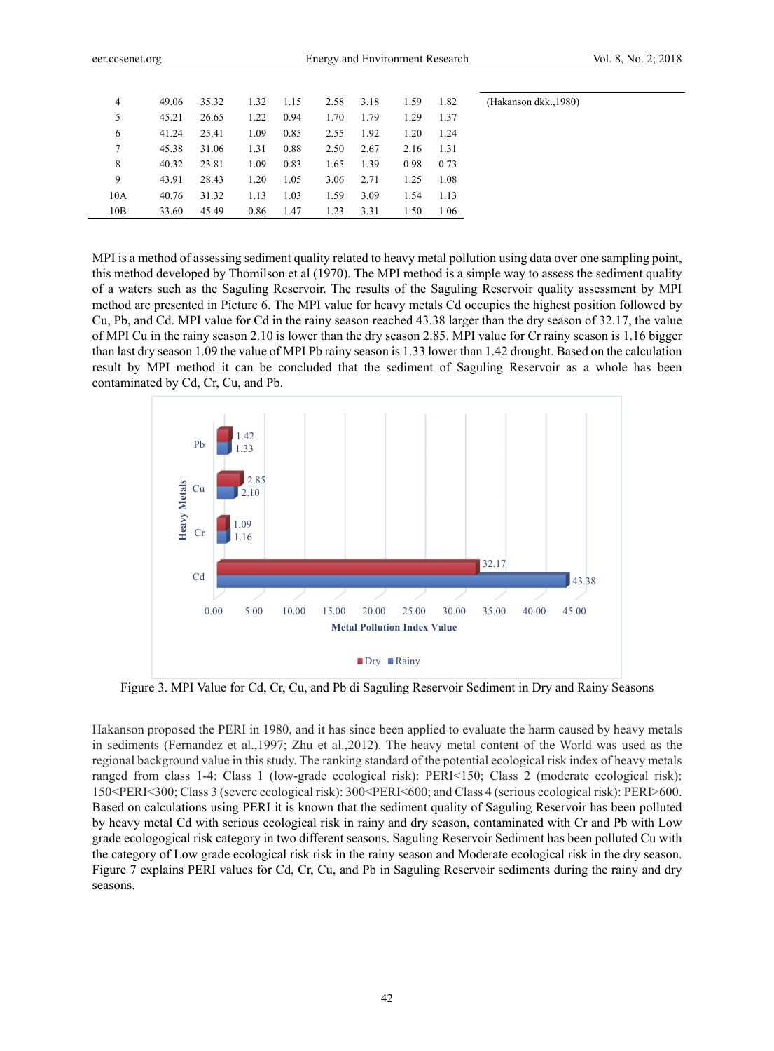| | | | | | | | | |
|---|---|---|---|---|---|---|---|---|
| 4 | 49.06 | 35.32 | 1.32 | 1.15 | 2.58 | 3.18 | 1.59 | 1.82 |
| 5 | 45.21 | 26.65 | 1.22 | 0.94 | 1.70 | 1.79 | 1.29 | 1.37 |
| 6 | 41.24 | 25.41 | 1.09 | 0.85 | 2.55 | 1.92 | 1.20 | 1.24 |
| 7 | 45.38 | 31.06 | 1.31 | 0.88 | 2.50 | 2.67 | 2.16 | 1.31 |
| 8 | 40.32 | 23.81 | 1.09 | 0.83 | 1.65 | 1.39 | 0.98 | 0.73 |
| 9 | 43.91 | 28.43 | 1.20 | 1.05 | 3.06 | 2.71 | 1.25 | 1.08 |
| 10A | 40.76 | 31.32 | 1.13 | 1.03 | 1.59 | 3.09 | 1.54 | 1.13 |
| 10B | 33.60 | 45.49 | 0.86 | 1.47 | 1.23 | 3.31 | 1.50 | 1.06 |

(Hakanson dkk.,1980)

MPI is a method of assessing sediment quality related to heavy metal pollution using data over one sampling point, this method developed by Thomilson et al (1970). The MPI method is a simple way to assess the sediment quality of a waters such as the Saguling Reservoir. The results of the Saguling Reservoir quality assessment by MPI method are presented in Picture 6. The MPI value for heavy metals Cd occupies the highest position followed by Cu, Pb, and Cd. MPI value for Cd in the rainy season reached 43.38 larger than the dry season of 32.17, the value of MPI Cu in the rainy season 2.10 is lower than the dry season 2.85. MPI value for Cr rainy season is 1.16 bigger than last dry season 1.09 the value of MPI Pb rainy season is 1.33 lower than 1.42 drought. Based on the calculation result by MPI method it can be concluded that the sediment of Saguling Reservoir as a whole has been contaminated by Cd, Cr, Cu, and Pb.

Figure 3. MPI Value for Cd, Cr, Cu, and Pb di Saguling Reservoir Sediment in Dry and Rainy Seasons

Hakanson proposed the PERI in 1980, and it has since been applied to evaluate the harm caused by heavy metals in sediments (Fernandez et al.,1997; Zhu et al.,2012). The heavy metal content of the World was used as the regional background value in this study. The ranking standard of the potential ecological risk index of heavy metals ranged from class 1-4: Class 1 (low-grade ecological risk): PERI<150; Class 2 (moderate ecological risk): 150<PERI<300; Class 3 (severe ecological risk): 300<PERI<600; and Class 4 (serious ecological risk): PERI>600. Based on calculations using PERI it is known that the sediment quality of Saguling Reservoir has been polluted by heavy metal Cd with serious ecological risk in rainy and dry season, contaminated with Cr and Pb with Low grade ecologogical risk category in two different seasons. Saguling Reservoir Sediment has been polluted Cu with the category of Low grade ecological risk risk in the rainy season and Moderate ecological risk in the dry season. Figure 7 explains PERI values for Cd, Cr, Cu, and Pb in Saguling Reservoir sediments during the rainy and dry seasons.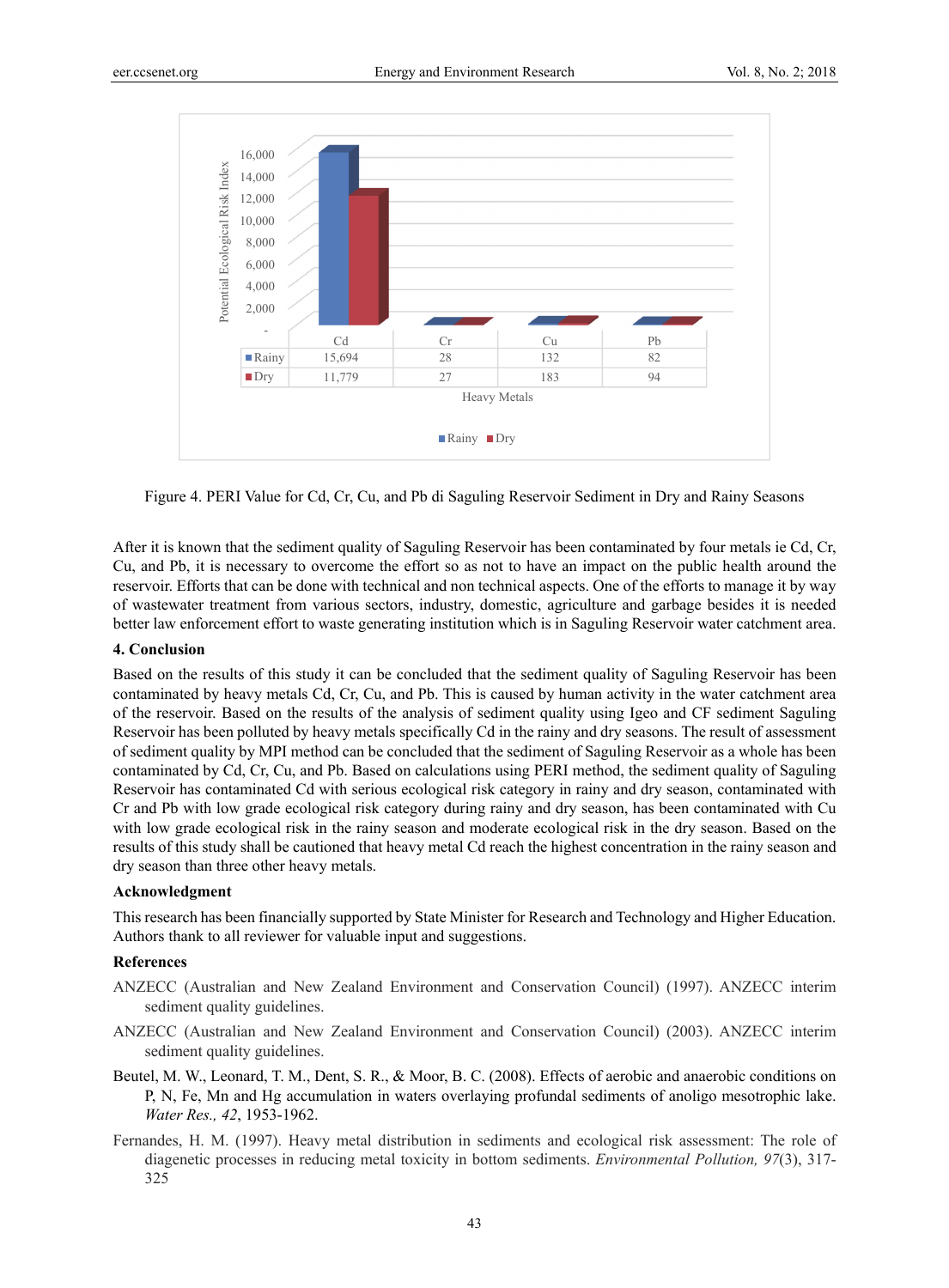| | Cd | Cr | Cu | Pb |
|---|---|---|---|---|
| Rainy | 15,694 | 28 | 132 | 82 |
| Dry | 11,779 | 27 | 183 | 94 |

Figure 4. PERI Value for Cd, Cr, Cu, and Pb di Saguling Reservoir Sediment in Dry and Rainy Seasons

After it is known that the sediment quality of Saguling Reservoir has been contaminated by four metals ie Cd, Cr, Cu, and Pb, it is necessary to overcome the effort so as not to have an impact on the public health around the reservoir. Efforts that can be done with technical and non technical aspects. One of the efforts to manage it by way of wastewater treatment from various sectors, industry, domestic, agriculture and garbage besides it is needed better law enforcement effort to waste generating institution which is in Saguling Reservoir water catchment area.

## 4. Conclusion

Based on the results of this study it can be concluded that the sediment quality of Saguling Reservoir has been contaminated by heavy metals Cd, Cr, Cu, and Pb. This is caused by human activity in the water catchment area of the reservoir. Based on the results of the analysis of sediment quality using Igeo and CF sediment Saguling Reservoir has been polluted by heavy metals specifically Cd in the rainy and dry seasons. The result of assessment of sediment quality by MPI method can be concluded that the sediment of Saguling Reservoir as a whole has been contaminated by Cd, Cr, Cu, and Pb. Based on calculations using PERI method, the sediment quality of Saguling Reservoir has contaminated Cd with serious ecological risk category in rainy and dry season, contaminated with Cr and Pb with low grade ecological risk category during rainy and dry season, has been contaminated with Cu with low grade ecological risk in the rainy season and moderate ecological risk in the dry season. Based on the results of this study shall be cautioned that heavy metal Cd reach the highest concentration in the rainy season and dry season than three other heavy metals.

## Acknowledgment

This research has been financially supported by State Minister for Research and Technology and Higher Education. Authors thank to all reviewer for valuable input and suggestions.

## References

ANZECC (Australian and New Zealand Environment and Conservation Council) (1997). ANZECC interim sediment quality guidelines.

ANZECC (Australian and New Zealand Environment and Conservation Council) (2003). ANZECC interim sediment quality guidelines.

Beutel, M. W., Leonard, T. M., Dent, S. R., & Moor, B. C. (2008). Effects of aerobic and anaerobic conditions on P, N, Fe, Mn and Hg accumulation in waters overlaying profundal sediments of anoligo mesotrophic lake. *Water Res., 42*, 1953-1962.

Fernandes, H. M. (1997). Heavy metal distribution in sediments and ecological risk assessment: The role of diagenetic processes in reducing metal toxicity in bottom sediments. *Environmental Pollution, 97*(3), 317-325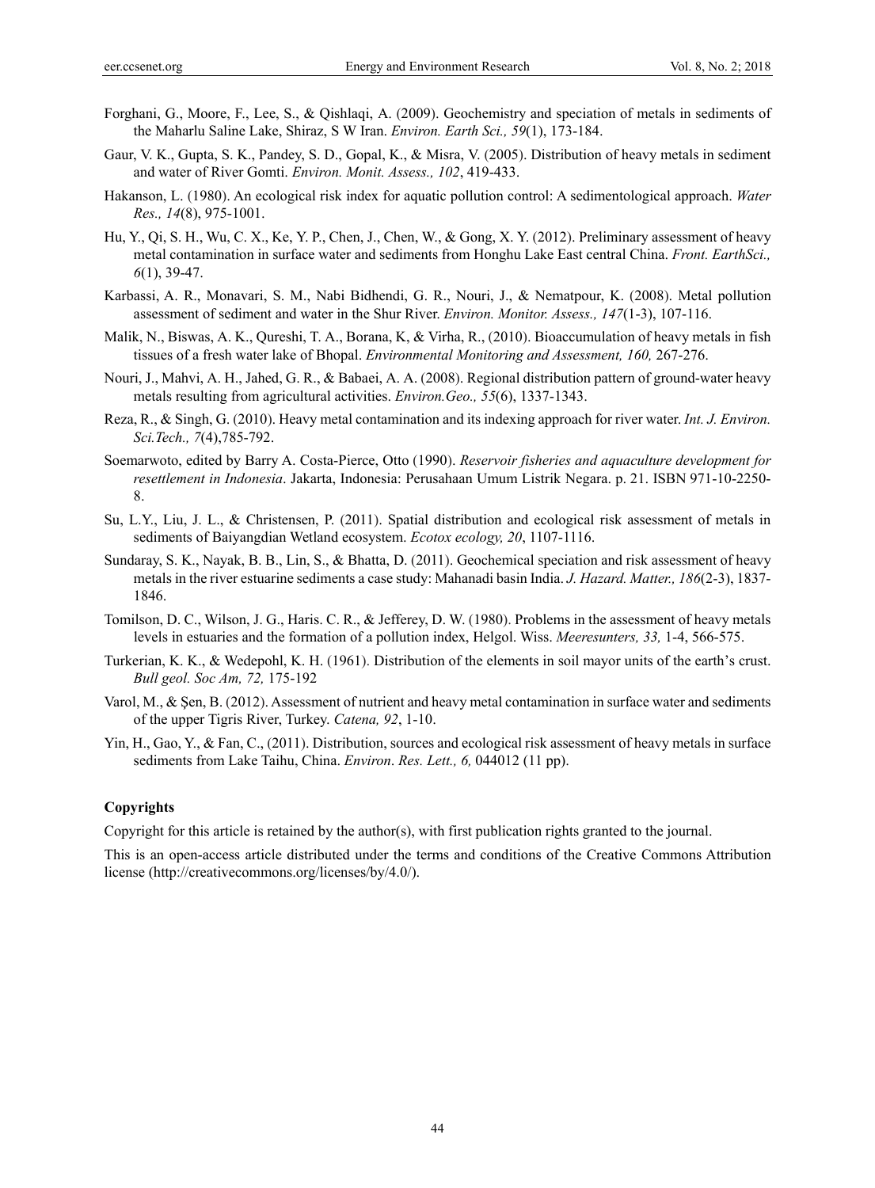Forghani, G., Moore, F., Lee, S., & Qishlaqi, A. (2009). Geochemistry and speciation of metals in sediments of the Maharlu Saline Lake, Shiraz, S W Iran. *Environ. Earth Sci., 59*(1), 173-184.

Gaur, V. K., Gupta, S. K., Pandey, S. D., Gopal, K., & Misra, V. (2005). Distribution of heavy metals in sediment and water of River Gomti. *Environ. Monit. Assess., 102*, 419-433.

Hakanson, L. (1980). An ecological risk index for aquatic pollution control: A sedimentological approach. *Water Res., 14*(8), 975-1001.

Hu, Y., Qi, S. H., Wu, C. X., Ke, Y. P., Chen, J., Chen, W., & Gong, X. Y. (2012). Preliminary assessment of heavy metal contamination in surface water and sediments from Honghu Lake East central China. *Front. EarthSci., 6*(1), 39-47.

Karbassi, A. R., Monavari, S. M., Nabi Bidhendi, G. R., Nouri, J., & Nematpour, K. (2008). Metal pollution assessment of sediment and water in the Shur River. *Environ. Monitor. Assess., 147*(1-3), 107-116.

Malik, N., Biswas, A. K., Qureshi, T. A., Borana, K, & Virha, R., (2010). Bioaccumulation of heavy metals in fish tissues of a fresh water lake of Bhopal. *Environmental Monitoring and Assessment, 160,* 267-276.

Nouri, J., Mahvi, A. H., Jahed, G. R., & Babaei, A. A. (2008). Regional distribution pattern of ground-water heavy metals resulting from agricultural activities. *Environ.Geo., 55*(6), 1337-1343.

Reza, R., & Singh, G. (2010). Heavy metal contamination and its indexing approach for river water. *Int. J. Environ. Sci.Tech., 7*(4),785-792.

Soemarwoto, edited by Barry A. Costa-Pierce, Otto (1990). *Reservoir fisheries and aquaculture development for resettlement in Indonesia*. Jakarta, Indonesia: Perusahaan Umum Listrik Negara. p. 21. ISBN 971-10-2250-8.

Su, L.Y., Liu, J. L., & Christensen, P. (2011). Spatial distribution and ecological risk assessment of metals in sediments of Baiyangdian Wetland ecosystem. *Ecotox ecology, 20*, 1107-1116.

Sundaray, S. K., Nayak, B. B., Lin, S., & Bhatta, D. (2011). Geochemical speciation and risk assessment of heavy metals in the river estuarine sediments a case study: Mahanadi basin India. *J. Hazard. Matter., 186*(2-3), 1837-1846.

Tomilson, D. C., Wilson, J. G., Haris. C. R., & Jefferey, D. W. (1980). Problems in the assessment of heavy metals levels in estuaries and the formation of a pollution index, Helgol. Wiss. *Meeresunters, 33,* 1-4, 566-575.

Turkerian, K. K., & Wedepohl, K. H. (1961). Distribution of the elements in soil mayor units of the earth's crust. *Bull geol. Soc Am, 72,* 175-192

Varol, M., & Şen, B. (2012). Assessment of nutrient and heavy metal contamination in surface water and sediments of the upper Tigris River, Turkey. *Catena, 92*, 1-10.

Yin, H., Gao, Y., & Fan, C., (2011). Distribution, sources and ecological risk assessment of heavy metals in surface sediments from Lake Taihu, China. *Environ*. *Res. Lett., 6,* 044012 (11 pp).

**Copyrights**

Copyright for this article is retained by the author(s), with first publication rights granted to the journal.

This is an open-access article distributed under the terms and conditions of the Creative Commons Attribution license (http://creativecommons.org/licenses/by/4.0/).